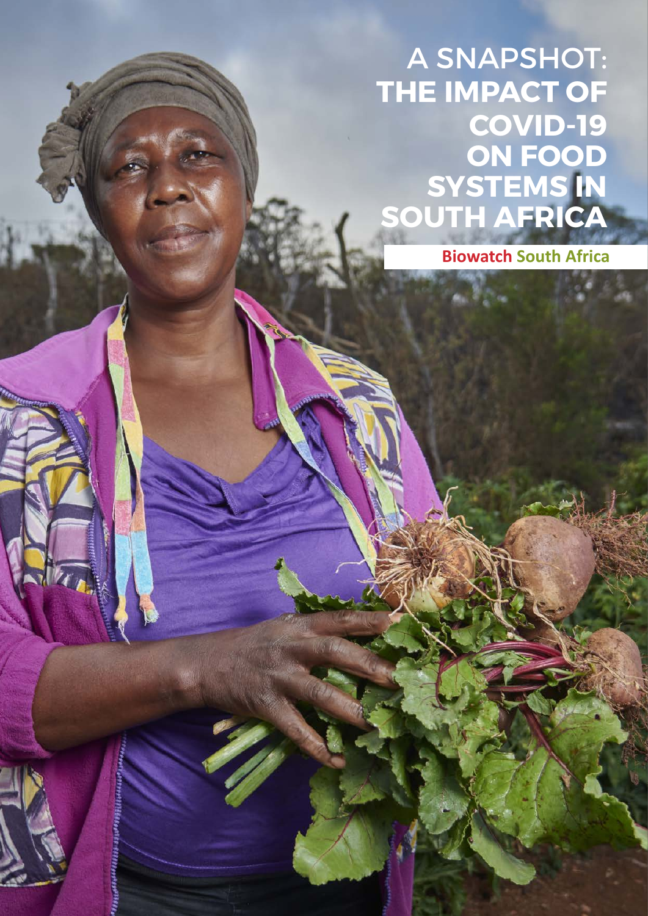# A SNAPSHOT: THE IMPACT OF COVID-19 ON FOOD SYSTEMS IN SOUTH AFRICA

**Biowatch South Africa**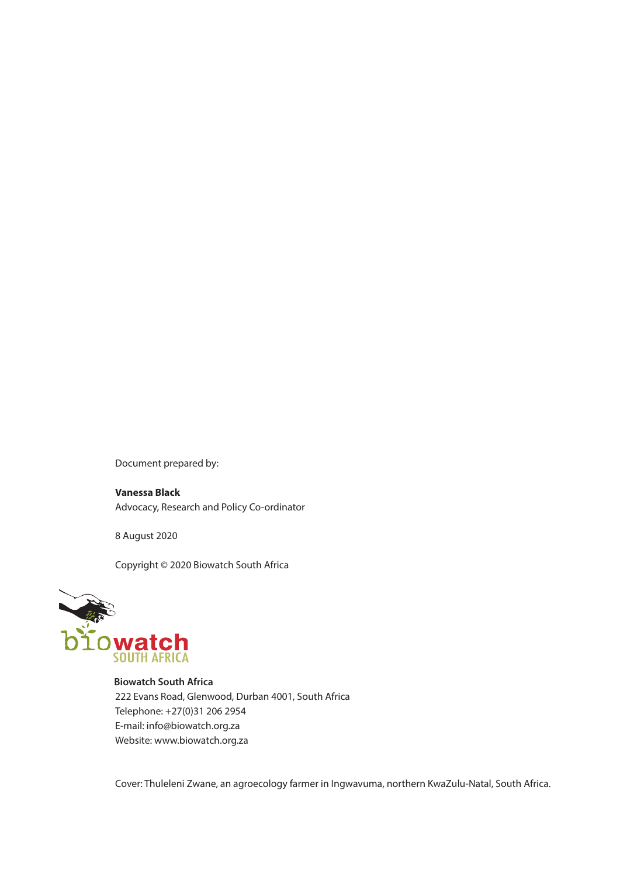Document prepared by:

**Vanessa Black**
Advocacy, Research and Policy Co-ordinator

8 August 2020

Copyright © 2020 Biowatch South Africa

**Biowatch South Africa**
222 Evans Road, Glenwood, Durban 4001, South Africa
Telephone: +27(0)31 206 2954
E-mail: info@biowatch.org.za
Website: www.biowatch.org.za

Cover: Thuleleni Zwane, an agroecology farmer in Ingwavuma, northern KwaZulu-Natal, South Africa.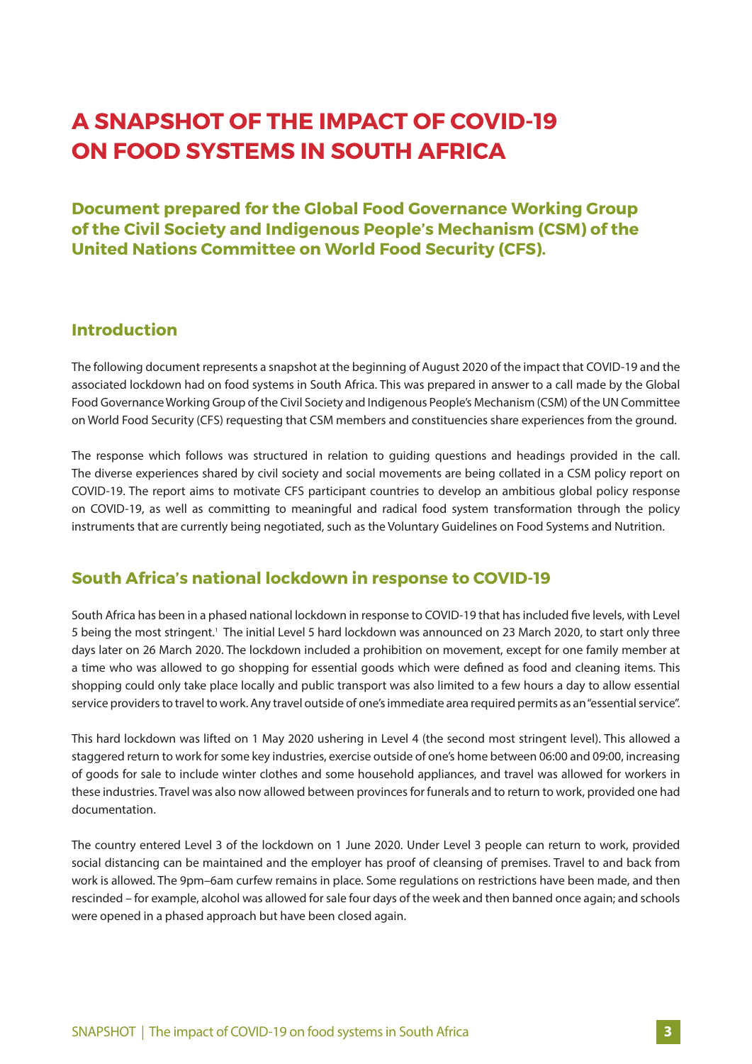# A SNAPSHOT OF THE IMPACT OF COVID-19 ON FOOD SYSTEMS IN SOUTH AFRICA

**Document prepared for the Global Food Governance Working Group of the Civil Society and Indigenous People's Mechanism (CSM) of the United Nations Committee on World Food Security (CFS).**

## Introduction

The following document represents a snapshot at the beginning of August 2020 of the impact that COVID-19 and the associated lockdown had on food systems in South Africa. This was prepared in answer to a call made by the Global Food Governance Working Group of the Civil Society and Indigenous People's Mechanism (CSM) of the UN Committee on World Food Security (CFS) requesting that CSM members and constituencies share experiences from the ground.

The response which follows was structured in relation to guiding questions and headings provided in the call. The diverse experiences shared by civil society and social movements are being collated in a CSM policy report on COVID-19. The report aims to motivate CFS participant countries to develop an ambitious global policy response on COVID-19, as well as committing to meaningful and radical food system transformation through the policy instruments that are currently being negotiated, such as the Voluntary Guidelines on Food Systems and Nutrition.

## South Africa's national lockdown in response to COVID-19

South Africa has been in a phased national lockdown in response to COVID-19 that has included five levels, with Level 5 being the most stringent.[1] The initial Level 5 hard lockdown was announced on 23 March 2020, to start only three days later on 26 March 2020. The lockdown included a prohibition on movement, except for one family member at a time who was allowed to go shopping for essential goods which were defined as food and cleaning items. This shopping could only take place locally and public transport was also limited to a few hours a day to allow essential service providers to travel to work. Any travel outside of one's immediate area required permits as an "essential service".

This hard lockdown was lifted on 1 May 2020 ushering in Level 4 (the second most stringent level). This allowed a staggered return to work for some key industries, exercise outside of one's home between 06:00 and 09:00, increasing of goods for sale to include winter clothes and some household appliances, and travel was allowed for workers in these industries. Travel was also now allowed between provinces for funerals and to return to work, provided one had documentation.

The country entered Level 3 of the lockdown on 1 June 2020. Under Level 3 people can return to work, provided social distancing can be maintained and the employer has proof of cleansing of premises. Travel to and back from work is allowed. The 9pm–6am curfew remains in place. Some regulations on restrictions have been made, and then rescinded – for example, alcohol was allowed for sale four days of the week and then banned once again; and schools were opened in a phased approach but have been closed again.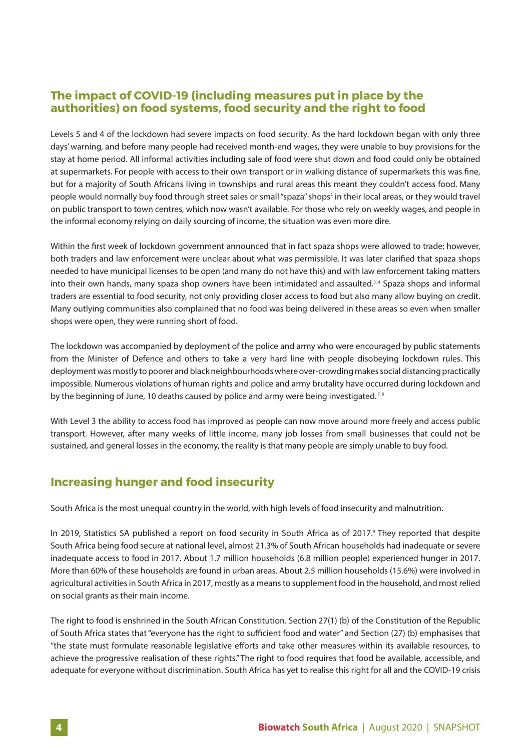## The impact of COVID-19 (including measures put in place by the authorities) on food systems, food security and the right to food

Levels 5 and 4 of the lockdown had severe impacts on food security. As the hard lockdown began with only three days' warning, and before many people had received month-end wages, they were unable to buy provisions for the stay at home period. All informal activities including sale of food were shut down and food could only be obtained at supermarkets. For people with access to their own transport or in walking distance of supermarkets this was fine, but for a majority of South Africans living in townships and rural areas this meant they couldn't access food. Many people would normally buy food through street sales or small "spaza" shops[2] in their local areas, or they would travel on public transport to town centres, which now wasn't available. For those who rely on weekly wages, and people in the informal economy relying on daily sourcing of income, the situation was even more dire.

Within the first week of lockdown government announced that in fact spaza shops were allowed to trade; however, both traders and law enforcement were unclear about what was permissible. It was later clarified that spaza shops needed to have municipal licenses to be open (and many do not have this) and with law enforcement taking matters into their own hands, many spaza shop owners have been intimidated and assaulted.[3,4] Spaza shops and informal traders are essential to food security, not only providing closer access to food but also many allow buying on credit. Many outlying communities also complained that no food was being delivered in these areas so even when smaller shops were open, they were running short of food.

The lockdown was accompanied by deployment of the police and army who were encouraged by public statements from the Minister of Defence and others to take a very hard line with people disobeying lockdown rules. This deployment was mostly to poorer and black neighbourhoods where over-crowding makes social distancing practically impossible. Numerous violations of human rights and police and army brutality have occurred during lockdown and by the beginning of June, 10 deaths caused by police and army were being investigated.[7,8]

With Level 3 the ability to access food has improved as people can now move around more freely and access public transport. However, after many weeks of little income, many job losses from small businesses that could not be sustained, and general losses in the economy, the reality is that many people are simply unable to buy food.

## Increasing hunger and food insecurity

South Africa is the most unequal country in the world, with high levels of food insecurity and malnutrition.

In 2019, Statistics SA published a report on food security in South Africa as of 2017.[9] They reported that despite South Africa being food secure at national level, almost 21.3% of South African households had inadequate or severe inadequate access to food in 2017. About 1.7 million households (6.8 million people) experienced hunger in 2017. More than 60% of these households are found in urban areas. About 2.5 million households (15.6%) were involved in agricultural activities in South Africa in 2017, mostly as a means to supplement food in the household, and most relied on social grants as their main income.

The right to food is enshrined in the South African Constitution. Section 27(1) (b) of the Constitution of the Republic of South Africa states that "everyone has the right to sufficient food and water" and Section (27) (b) emphasises that "the state must formulate reasonable legislative efforts and take other measures within its available resources, to achieve the progressive realisation of these rights." The right to food requires that food be available, accessible, and adequate for everyone without discrimination. South Africa has yet to realise this right for all and the COVID-19 crisis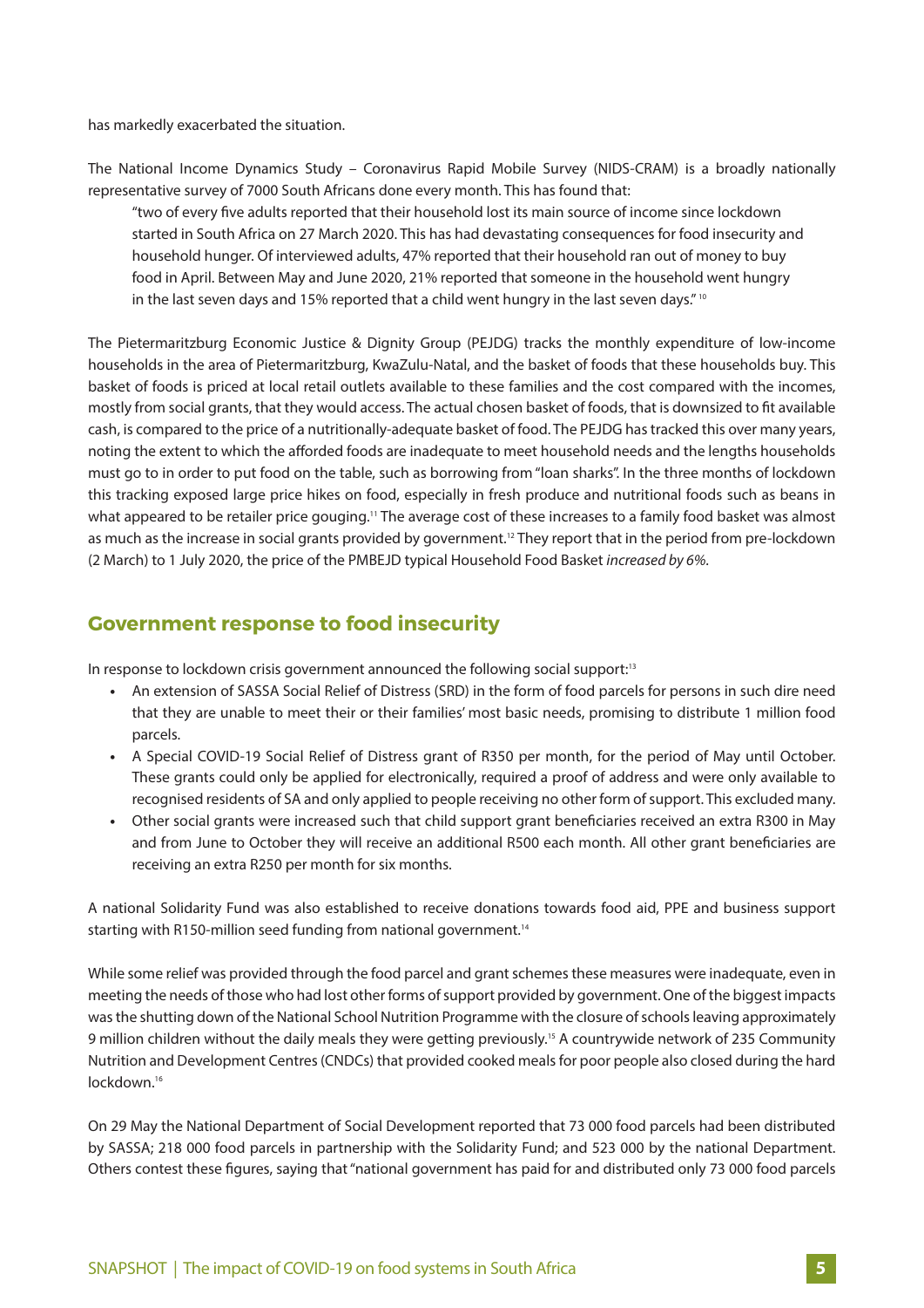has markedly exacerbated the situation.

The National Income Dynamics Study – Coronavirus Rapid Mobile Survey (NIDS-CRAM) is a broadly nationally representative survey of 7000 South Africans done every month. This has found that:

> "two of every five adults reported that their household lost its main source of income since lockdown started in South Africa on 27 March 2020. This has had devastating consequences for food insecurity and household hunger. Of interviewed adults, 47% reported that their household ran out of money to buy food in April. Between May and June 2020, 21% reported that someone in the household went hungry in the last seven days and 15% reported that a child went hungry in the last seven days." [10]

The Pietermaritzburg Economic Justice & Dignity Group (PEJDG) tracks the monthly expenditure of low-income households in the area of Pietermaritzburg, KwaZulu-Natal, and the basket of foods that these households buy. This basket of foods is priced at local retail outlets available to these families and the cost compared with the incomes, mostly from social grants, that they would access. The actual chosen basket of foods, that is downsized to fit available cash, is compared to the price of a nutritionally-adequate basket of food. The PEJDG has tracked this over many years, noting the extent to which the afforded foods are inadequate to meet household needs and the lengths households must go to in order to put food on the table, such as borrowing from "loan sharks". In the three months of lockdown this tracking exposed large price hikes on food, especially in fresh produce and nutritional foods such as beans in what appeared to be retailer price gouging.[11] The average cost of these increases to a family food basket was almost as much as the increase in social grants provided by government.[12] They report that in the period from pre-lockdown (2 March) to 1 July 2020, the price of the PMBEJD typical Household Food Basket *increased by 6%.*

## Government response to food insecurity

In response to lockdown crisis government announced the following social support:[13]

- An extension of SASSA Social Relief of Distress (SRD) in the form of food parcels for persons in such dire need that they are unable to meet their or their families' most basic needs, promising to distribute 1 million food parcels.
- A Special COVID-19 Social Relief of Distress grant of R350 per month, for the period of May until October. These grants could only be applied for electronically, required a proof of address and were only available to recognised residents of SA and only applied to people receiving no other form of support. This excluded many.
- Other social grants were increased such that child support grant beneficiaries received an extra R300 in May and from June to October they will receive an additional R500 each month. All other grant beneficiaries are receiving an extra R250 per month for six months.

A national Solidarity Fund was also established to receive donations towards food aid, PPE and business support starting with R150-million seed funding from national government.[14]

While some relief was provided through the food parcel and grant schemes these measures were inadequate, even in meeting the needs of those who had lost other forms of support provided by government. One of the biggest impacts was the shutting down of the National School Nutrition Programme with the closure of schools leaving approximately 9 million children without the daily meals they were getting previously.[15] A countrywide network of 235 Community Nutrition and Development Centres (CNDCs) that provided cooked meals for poor people also closed during the hard lockdown.[16]

On 29 May the National Department of Social Development reported that 73 000 food parcels had been distributed by SASSA; 218 000 food parcels in partnership with the Solidarity Fund; and 523 000 by the national Department. Others contest these figures, saying that "national government has paid for and distributed only 73 000 food parcels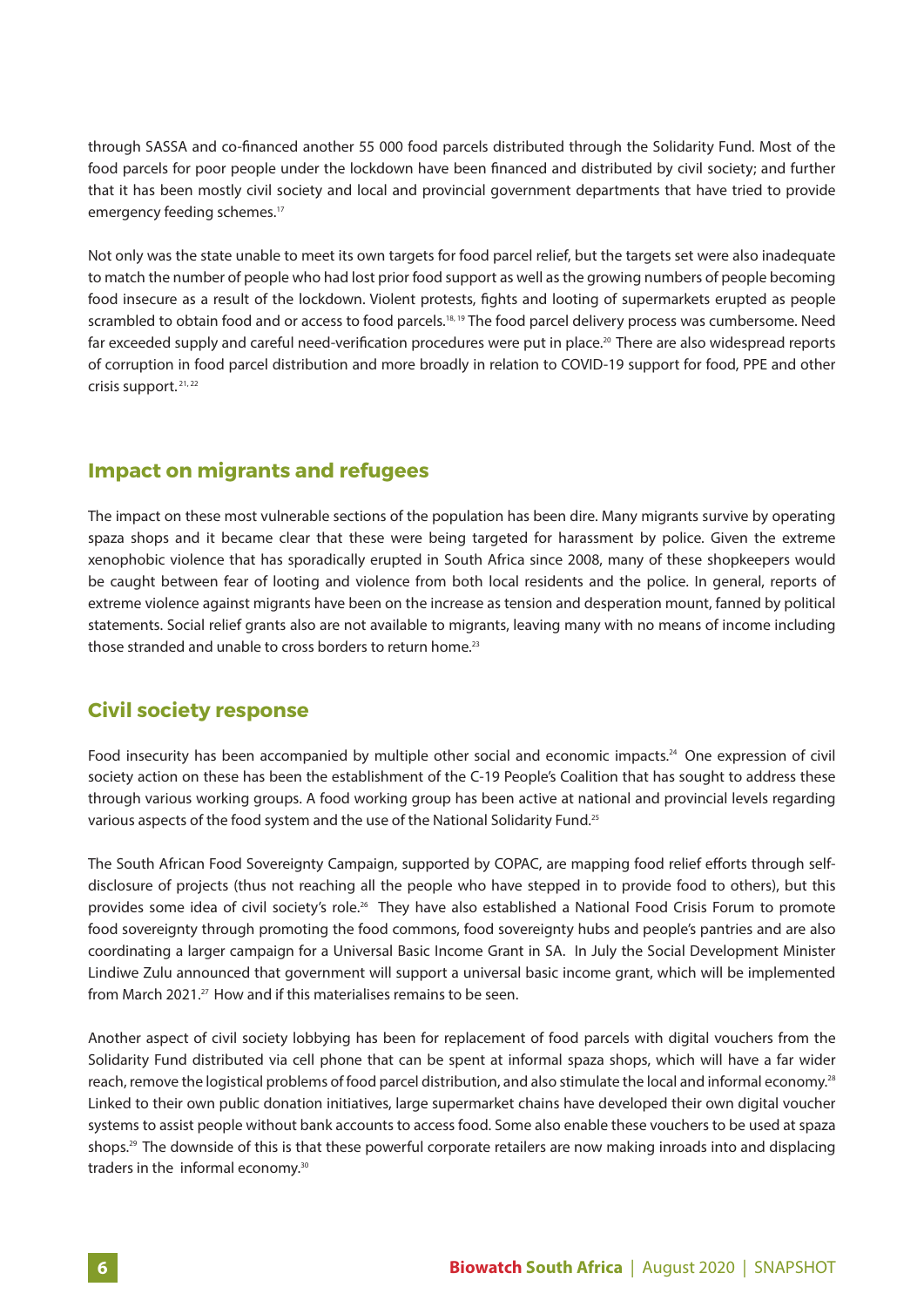through SASSA and co-financed another 55 000 food parcels distributed through the Solidarity Fund. Most of the food parcels for poor people under the lockdown have been financed and distributed by civil society; and further that it has been mostly civil society and local and provincial government departments that have tried to provide emergency feeding schemes.[17]

Not only was the state unable to meet its own targets for food parcel relief, but the targets set were also inadequate to match the number of people who had lost prior food support as well as the growing numbers of people becoming food insecure as a result of the lockdown. Violent protests, fights and looting of supermarkets erupted as people scrambled to obtain food and or access to food parcels.[18, 19] The food parcel delivery process was cumbersome. Need far exceeded supply and careful need-verification procedures were put in place.[20] There are also widespread reports of corruption in food parcel distribution and more broadly in relation to COVID-19 support for food, PPE and other crisis support.[21, 22]

## Impact on migrants and refugees

The impact on these most vulnerable sections of the population has been dire. Many migrants survive by operating spaza shops and it became clear that these were being targeted for harassment by police. Given the extreme xenophobic violence that has sporadically erupted in South Africa since 2008, many of these shopkeepers would be caught between fear of looting and violence from both local residents and the police. In general, reports of extreme violence against migrants have been on the increase as tension and desperation mount, fanned by political statements. Social relief grants also are not available to migrants, leaving many with no means of income including those stranded and unable to cross borders to return home.[23]

## Civil society response

Food insecurity has been accompanied by multiple other social and economic impacts.[24] One expression of civil society action on these has been the establishment of the C-19 People's Coalition that has sought to address these through various working groups. A food working group has been active at national and provincial levels regarding various aspects of the food system and the use of the National Solidarity Fund.[25]

The South African Food Sovereignty Campaign, supported by COPAC, are mapping food relief efforts through self-disclosure of projects (thus not reaching all the people who have stepped in to provide food to others), but this provides some idea of civil society's role.[26] They have also established a National Food Crisis Forum to promote food sovereignty through promoting the food commons, food sovereignty hubs and people's pantries and are also coordinating a larger campaign for a Universal Basic Income Grant in SA. In July the Social Development Minister Lindiwe Zulu announced that government will support a universal basic income grant, which will be implemented from March 2021.[27] How and if this materialises remains to be seen.

Another aspect of civil society lobbying has been for replacement of food parcels with digital vouchers from the Solidarity Fund distributed via cell phone that can be spent at informal spaza shops, which will have a far wider reach, remove the logistical problems of food parcel distribution, and also stimulate the local and informal economy.[28] Linked to their own public donation initiatives, large supermarket chains have developed their own digital voucher systems to assist people without bank accounts to access food. Some also enable these vouchers to be used at spaza shops.[29] The downside of this is that these powerful corporate retailers are now making inroads into and displacing traders in the informal economy.[30]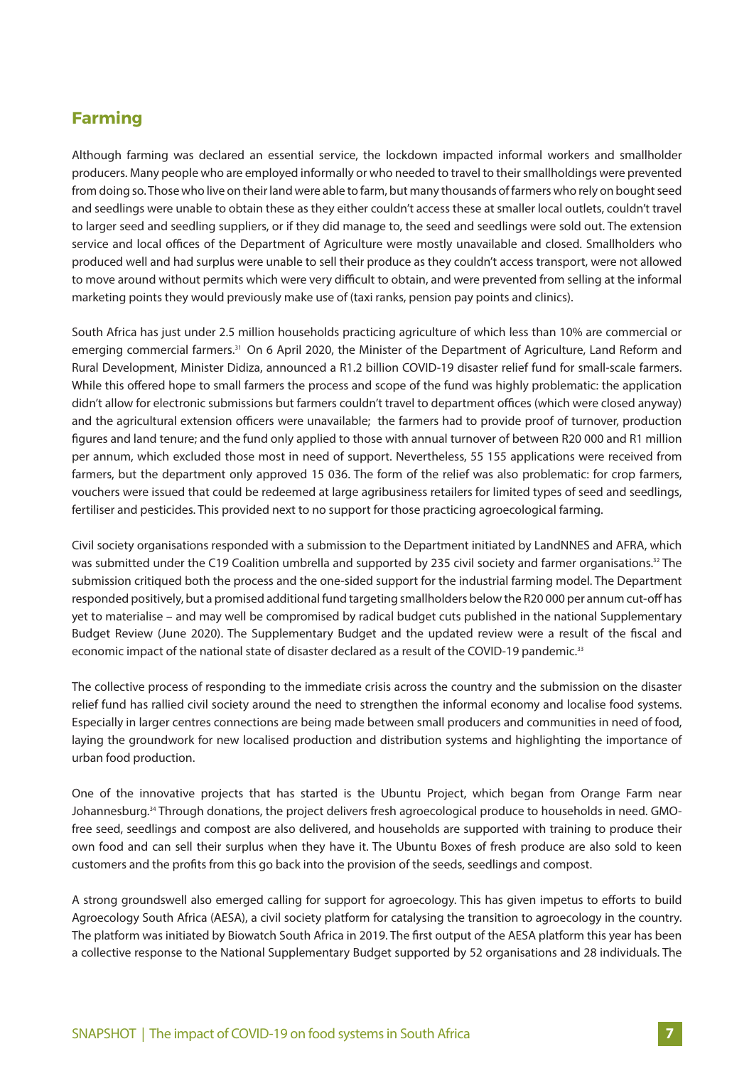## Farming

Although farming was declared an essential service, the lockdown impacted informal workers and smallholder producers. Many people who are employed informally or who needed to travel to their smallholdings were prevented from doing so. Those who live on their land were able to farm, but many thousands of farmers who rely on bought seed and seedlings were unable to obtain these as they either couldn't access these at smaller local outlets, couldn't travel to larger seed and seedling suppliers, or if they did manage to, the seed and seedlings were sold out. The extension service and local offices of the Department of Agriculture were mostly unavailable and closed. Smallholders who produced well and had surplus were unable to sell their produce as they couldn't access transport, were not allowed to move around without permits which were very difficult to obtain, and were prevented from selling at the informal marketing points they would previously make use of (taxi ranks, pension pay points and clinics).

South Africa has just under 2.5 million households practicing agriculture of which less than 10% are commercial or emerging commercial farmers.[31] On 6 April 2020, the Minister of the Department of Agriculture, Land Reform and Rural Development, Minister Didiza, announced a R1.2 billion COVID-19 disaster relief fund for small-scale farmers. While this offered hope to small farmers the process and scope of the fund was highly problematic: the application didn't allow for electronic submissions but farmers couldn't travel to department offices (which were closed anyway) and the agricultural extension officers were unavailable; the farmers had to provide proof of turnover, production figures and land tenure; and the fund only applied to those with annual turnover of between R20 000 and R1 million per annum, which excluded those most in need of support. Nevertheless, 55 155 applications were received from farmers, but the department only approved 15 036. The form of the relief was also problematic: for crop farmers, vouchers were issued that could be redeemed at large agribusiness retailers for limited types of seed and seedlings, fertiliser and pesticides. This provided next to no support for those practicing agroecological farming.

Civil society organisations responded with a submission to the Department initiated by LandNNES and AFRA, which was submitted under the C19 Coalition umbrella and supported by 235 civil society and farmer organisations.[32] The submission critiqued both the process and the one-sided support for the industrial farming model. The Department responded positively, but a promised additional fund targeting smallholders below the R20 000 per annum cut-off has yet to materialise – and may well be compromised by radical budget cuts published in the national Supplementary Budget Review (June 2020). The Supplementary Budget and the updated review were a result of the fiscal and economic impact of the national state of disaster declared as a result of the COVID-19 pandemic.[33]

The collective process of responding to the immediate crisis across the country and the submission on the disaster relief fund has rallied civil society around the need to strengthen the informal economy and localise food systems. Especially in larger centres connections are being made between small producers and communities in need of food, laying the groundwork for new localised production and distribution systems and highlighting the importance of urban food production.

One of the innovative projects that has started is the Ubuntu Project, which began from Orange Farm near Johannesburg.[34] Through donations, the project delivers fresh agroecological produce to households in need. GMO-free seed, seedlings and compost are also delivered, and households are supported with training to produce their own food and can sell their surplus when they have it. The Ubuntu Boxes of fresh produce are also sold to keen customers and the profits from this go back into the provision of the seeds, seedlings and compost.

A strong groundswell also emerged calling for support for agroecology. This has given impetus to efforts to build Agroecology South Africa (AESA), a civil society platform for catalysing the transition to agroecology in the country. The platform was initiated by Biowatch South Africa in 2019. The first output of the AESA platform this year has been a collective response to the National Supplementary Budget supported by 52 organisations and 28 individuals. The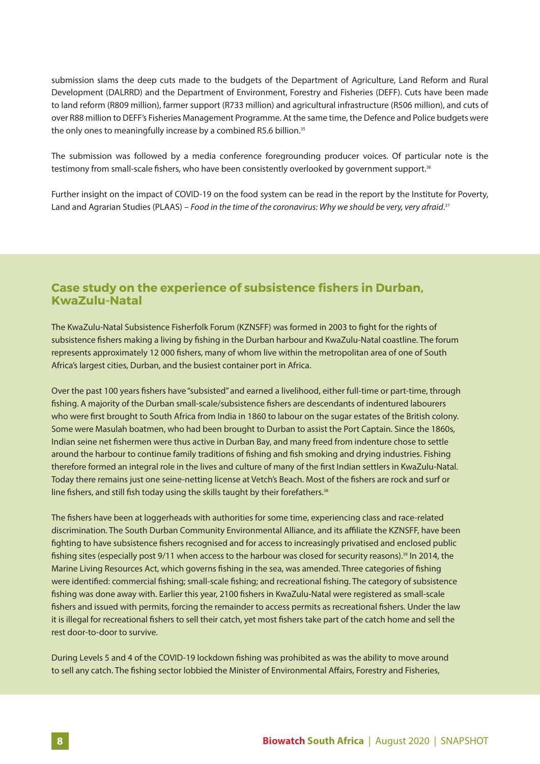submission slams the deep cuts made to the budgets of the Department of Agriculture, Land Reform and Rural Development (DALRRD) and the Department of Environment, Forestry and Fisheries (DEFF). Cuts have been made to land reform (R809 million), farmer support (R733 million) and agricultural infrastructure (R506 million), and cuts of over R88 million to DEFF's Fisheries Management Programme. At the same time, the Defence and Police budgets were the only ones to meaningfully increase by a combined R5.6 billion.[35]

The submission was followed by a media conference foregrounding producer voices. Of particular note is the testimony from small-scale fishers, who have been consistently overlooked by government support.[36]

Further insight on the impact of COVID-19 on the food system can be read in the report by the Institute for Poverty, Land and Agrarian Studies (PLAAS) – *Food in the time of the coronavirus: Why we should be very, very afraid*.[37]

## Case study on the experience of subsistence fishers in Durban, KwaZulu-Natal

The KwaZulu-Natal Subsistence Fisherfolk Forum (KZNSFF) was formed in 2003 to fight for the rights of subsistence fishers making a living by fishing in the Durban harbour and KwaZulu-Natal coastline. The forum represents approximately 12 000 fishers, many of whom live within the metropolitan area of one of South Africa's largest cities, Durban, and the busiest container port in Africa.

Over the past 100 years fishers have "subsisted" and earned a livelihood, either full-time or part-time, through fishing. A majority of the Durban small-scale/subsistence fishers are descendants of indentured labourers who were first brought to South Africa from India in 1860 to labour on the sugar estates of the British colony. Some were Masulah boatmen, who had been brought to Durban to assist the Port Captain. Since the 1860s, Indian seine net fishermen were thus active in Durban Bay, and many freed from indenture chose to settle around the harbour to continue family traditions of fishing and fish smoking and drying industries. Fishing therefore formed an integral role in the lives and culture of many of the first Indian settlers in KwaZulu-Natal. Today there remains just one seine-netting license at Vetch's Beach. Most of the fishers are rock and surf or line fishers, and still fish today using the skills taught by their forefathers.[38]

The fishers have been at loggerheads with authorities for some time, experiencing class and race-related discrimination. The South Durban Community Environmental Alliance, and its affiliate the KZNSFF, have been fighting to have subsistence fishers recognised and for access to increasingly privatised and enclosed public fishing sites (especially post 9/11 when access to the harbour was closed for security reasons).[39] In 2014, the Marine Living Resources Act, which governs fishing in the sea, was amended. Three categories of fishing were identified: commercial fishing; small-scale fishing; and recreational fishing. The category of subsistence fishing was done away with. Earlier this year, 2100 fishers in KwaZulu-Natal were registered as small-scale fishers and issued with permits, forcing the remainder to access permits as recreational fishers. Under the law it is illegal for recreational fishers to sell their catch, yet most fishers take part of the catch home and sell the rest door-to-door to survive.

During Levels 5 and 4 of the COVID-19 lockdown fishing was prohibited as was the ability to move around to sell any catch. The fishing sector lobbied the Minister of Environmental Affairs, Forestry and Fisheries,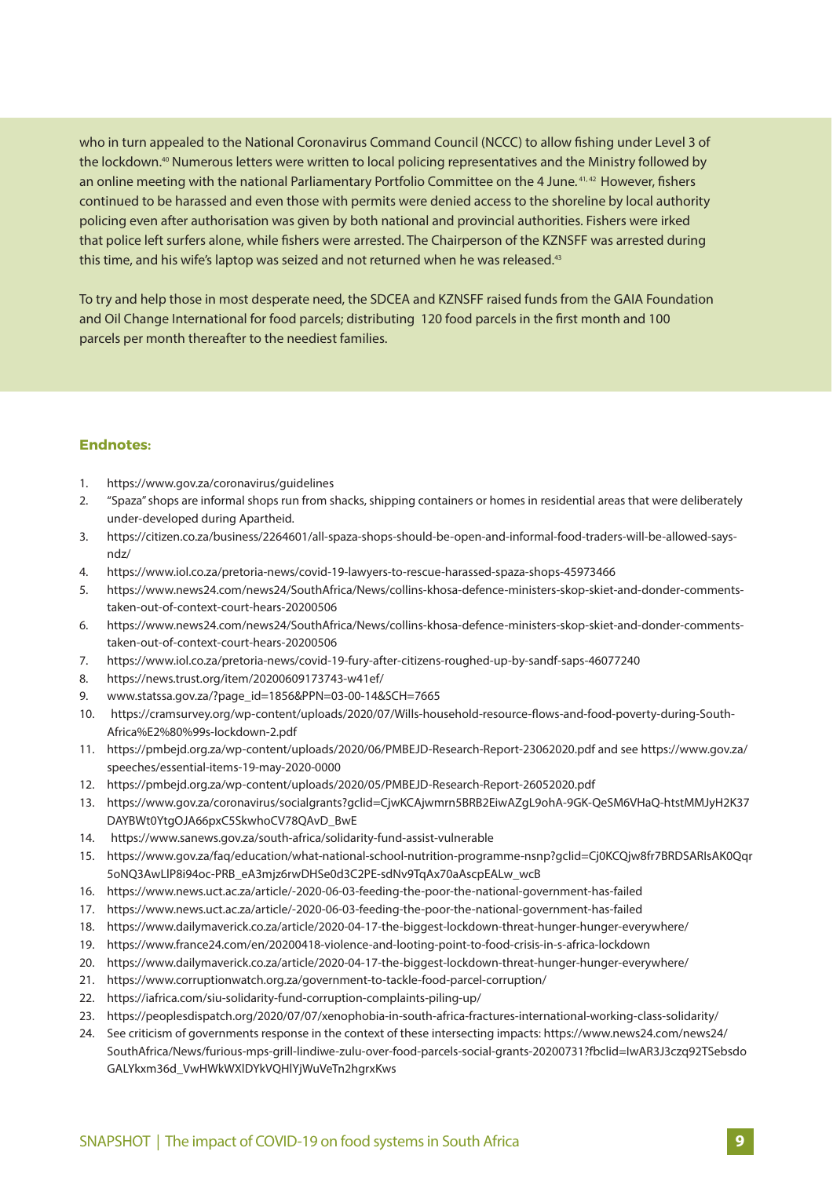who in turn appealed to the National Coronavirus Command Council (NCCC) to allow fishing under Level 3 of the lockdown.[40] Numerous letters were written to local policing representatives and the Ministry followed by an online meeting with the national Parliamentary Portfolio Committee on the 4 June.[41, 42] However, fishers continued to be harassed and even those with permits were denied access to the shoreline by local authority policing even after authorisation was given by both national and provincial authorities. Fishers were irked that police left surfers alone, while fishers were arrested. The Chairperson of the KZNSFF was arrested during this time, and his wife's laptop was seized and not returned when he was released.[43]

To try and help those in most desperate need, the SDCEA and KZNSFF raised funds from the GAIA Foundation and Oil Change International for food parcels; distributing 120 food parcels in the first month and 100 parcels per month thereafter to the neediest families.

**Endnotes:**

1. https://www.gov.za/coronavirus/guidelines
2. "Spaza" shops are informal shops run from shacks, shipping containers or homes in residential areas that were deliberately under-developed during Apartheid.
3. https://citizen.co.za/business/2264601/all-spaza-shops-should-be-open-and-informal-food-traders-will-be-allowed-says-ndz/
4. https://www.iol.co.za/pretoria-news/covid-19-lawyers-to-rescue-harassed-spaza-shops-45973466
5. https://www.news24.com/news24/SouthAfrica/News/collins-khosa-defence-ministers-skop-skiet-and-donder-comments-taken-out-of-context-court-hears-20200506
6. https://www.news24.com/news24/SouthAfrica/News/collins-khosa-defence-ministers-skop-skiet-and-donder-comments-taken-out-of-context-court-hears-20200506
7. https://www.iol.co.za/pretoria-news/covid-19-fury-after-citizens-roughed-up-by-sandf-saps-46077240
8. https://news.trust.org/item/20200609173743-w41ef/
9. www.statssa.gov.za/?page_id=1856&PPN=03-00-14&SCH=7665
10. https://cramsurvey.org/wp-content/uploads/2020/07/Wills-household-resource-flows-and-food-poverty-during-South-Africa%E2%80%99s-lockdown-2.pdf
11. https://pmbejd.org.za/wp-content/uploads/2020/06/PMBEJD-Research-Report-23062020.pdf and see https://www.gov.za/speeches/essential-items-19-may-2020-0000
12. https://pmbejd.org.za/wp-content/uploads/2020/05/PMBEJD-Research-Report-26052020.pdf
13. https://www.gov.za/coronavirus/socialgrants?gclid=CjwKCAjwmrn5BRB2EiwAZgL9ohA-9GK-QeSM6VHaQ-htstMMJyH2K37DAYBWt0YtgOJA66pxC5SkwhoCV78QAvD_BwE
14. https://www.sanews.gov.za/south-africa/solidarity-fund-assist-vulnerable
15. https://www.gov.za/faq/education/what-national-school-nutrition-programme-nsnp?gclid=Cj0KCQjw8fr7BRDSARIsAK0Qqr5oNQ3AwLlP8i94oc-PRB_eA3mjz6rwDHSe0d3C2PE-sdNv9TqAx70aAscpEALw_wcB
16. https://www.news.uct.ac.za/article/-2020-06-03-feeding-the-poor-the-national-government-has-failed
17. https://www.news.uct.ac.za/article/-2020-06-03-feeding-the-poor-the-national-government-has-failed
18. https://www.dailymaverick.co.za/article/2020-04-17-the-biggest-lockdown-threat-hunger-hunger-everywhere/
19. https://www.france24.com/en/20200418-violence-and-looting-point-to-food-crisis-in-s-africa-lockdown
20. https://www.dailymaverick.co.za/article/2020-04-17-the-biggest-lockdown-threat-hunger-hunger-everywhere/
21. https://www.corruptionwatch.org.za/government-to-tackle-food-parcel-corruption/
22. https://iafrica.com/siu-solidarity-fund-corruption-complaints-piling-up/
23. https://peoplesdispatch.org/2020/07/07/xenophobia-in-south-africa-fractures-international-working-class-solidarity/
24. See criticism of governments response in the context of these intersecting impacts: https://www.news24.com/news24/SouthAfrica/News/furious-mps-grill-lindiwe-zulu-over-food-parcels-social-grants-20200731?fbclid=IwAR3J3czq92TSebsdoGALYkxm36d_VwHWkWXlDYkVQHlYjWuVeTn2hgrxKws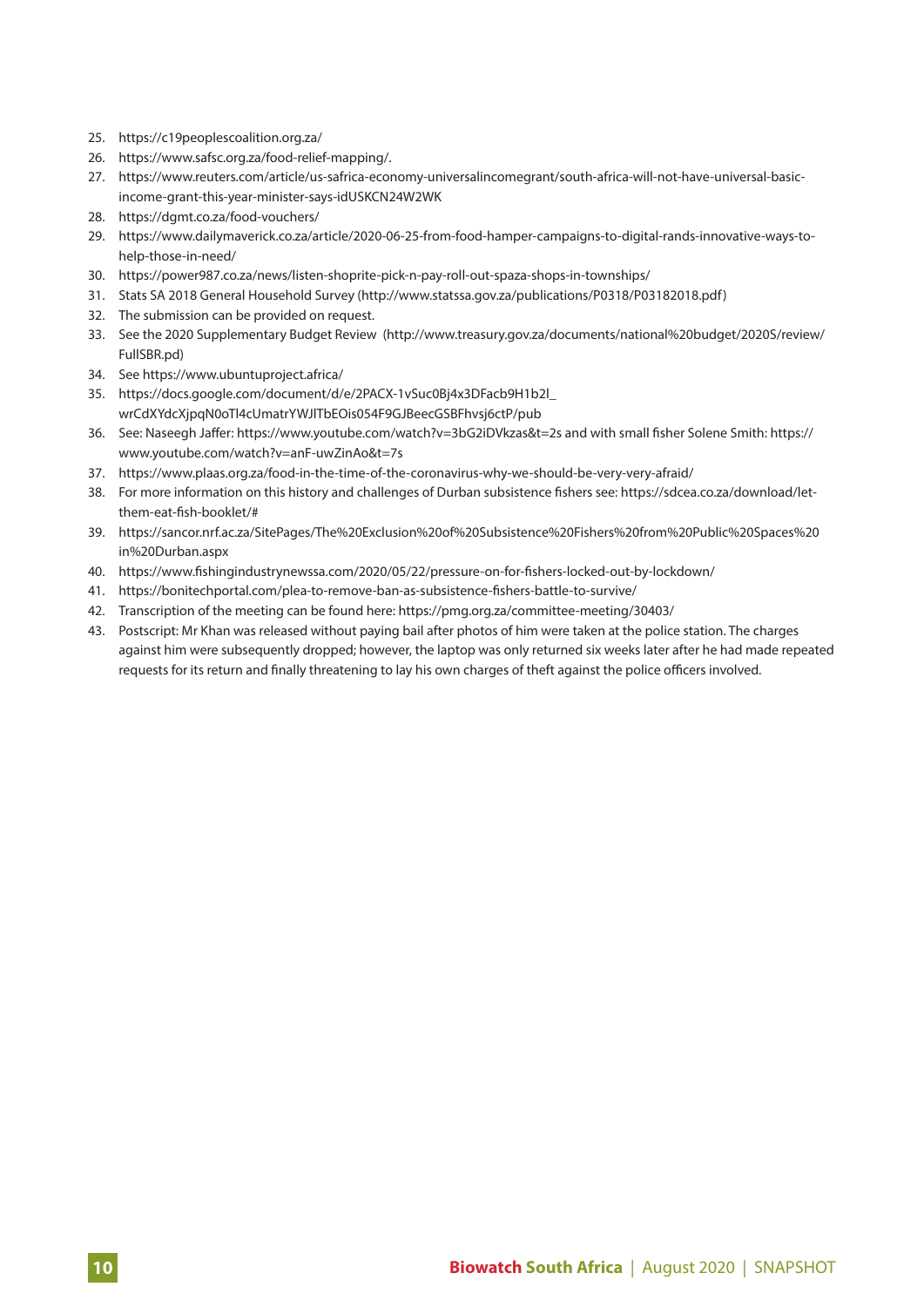25. https://c19peoplescoalition.org.za/
26. https://www.safsc.org.za/food-relief-mapping/.
27. https://www.reuters.com/article/us-safrica-economy-universalincomegrant/south-africa-will-not-have-universal-basic-income-grant-this-year-minister-says-idUSKCN24W2WK
28. https://dgmt.co.za/food-vouchers/
29. https://www.dailymaverick.co.za/article/2020-06-25-from-food-hamper-campaigns-to-digital-rands-innovative-ways-to-help-those-in-need/
30. https://power987.co.za/news/listen-shoprite-pick-n-pay-roll-out-spaza-shops-in-townships/
31. Stats SA 2018 General Household Survey (http://www.statssa.gov.za/publications/P0318/P03182018.pdf)
32. The submission can be provided on request.
33. See the 2020 Supplementary Budget Review (http://www.treasury.gov.za/documents/national%20budget/2020S/review/FullSBR.pd)
34. See https://www.ubuntuproject.africa/
35. https://docs.google.com/document/d/e/2PACX-1vSuc0Bj4x3DFacb9H1b2l_wrCdXYdcXjpqN0oTl4cUmatrYWJlTbEOis054F9GJBeecGSBFhvsj6ctP/pub
36. See: Naseegh Jaffer: https://www.youtube.com/watch?v=3bG2iDVkzas&t=2s and with small fisher Solene Smith: https://www.youtube.com/watch?v=anF-uwZinAo&t=7s
37. https://www.plaas.org.za/food-in-the-time-of-the-coronavirus-why-we-should-be-very-very-afraid/
38. For more information on this history and challenges of Durban subsistence fishers see: https://sdcea.co.za/download/let-them-eat-fish-booklet/#
39. https://sancor.nrf.ac.za/SitePages/The%20Exclusion%20of%20Subsistence%20Fishers%20from%20Public%20Spaces%20in%20Durban.aspx
40. https://www.fishingindustrynewssa.com/2020/05/22/pressure-on-for-fishers-locked-out-by-lockdown/
41. https://bonitechportal.com/plea-to-remove-ban-as-subsistence-fishers-battle-to-survive/
42. Transcription of the meeting can be found here: https://pmg.org.za/committee-meeting/30403/
43. Postscript: Mr Khan was released without paying bail after photos of him were taken at the police station. The charges against him were subsequently dropped; however, the laptop was only returned six weeks later after he had made repeated requests for its return and finally threatening to lay his own charges of theft against the police officers involved.